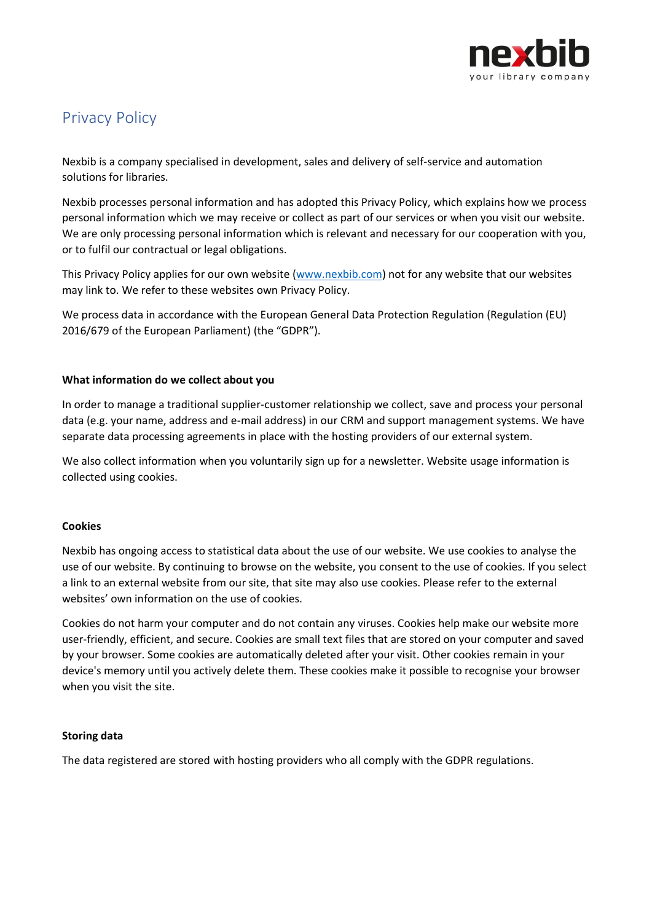# Privacy Policy

Nexbib is a company specialised in development, sales and delivery of self-service and automation solutions for libraries.

Nexbib processes personal information and has adopted this Privacy Policy, which explains how we process personal information which we may receive or collect as part of our services or when you visit our website. We are only processing personal information which is relevant and necessary for our cooperation with you, or to fulfil our contractual or legal obligations.

This Privacy Policy applies for our own website (www.nexbib.com) not for any website that our websites may link to. We refer to these websites own Privacy Policy.

We process data in accordance with the European General Data Protection Regulation (Regulation (EU) 2016/679 of the European Parliament) (the "GDPR").

**What information do we collect about you**

In order to manage a traditional supplier-customer relationship we collect, save and process your personal data (e.g. your name, address and e-mail address) in our CRM and support management systems. We have separate data processing agreements in place with the hosting providers of our external system.

We also collect information when you voluntarily sign up for a newsletter. Website usage information is collected using cookies.

**Cookies**

Nexbib has ongoing access to statistical data about the use of our website. We use cookies to analyse the use of our website. By continuing to browse on the website, you consent to the use of cookies. If you select a link to an external website from our site, that site may also use cookies. Please refer to the external websites' own information on the use of cookies.

Cookies do not harm your computer and do not contain any viruses. Cookies help make our website more user-friendly, efficient, and secure. Cookies are small text files that are stored on your computer and saved by your browser. Some cookies are automatically deleted after your visit. Other cookies remain in your device's memory until you actively delete them. These cookies make it possible to recognise your browser when you visit the site.

**Storing data**

The data registered are stored with hosting providers who all comply with the GDPR regulations.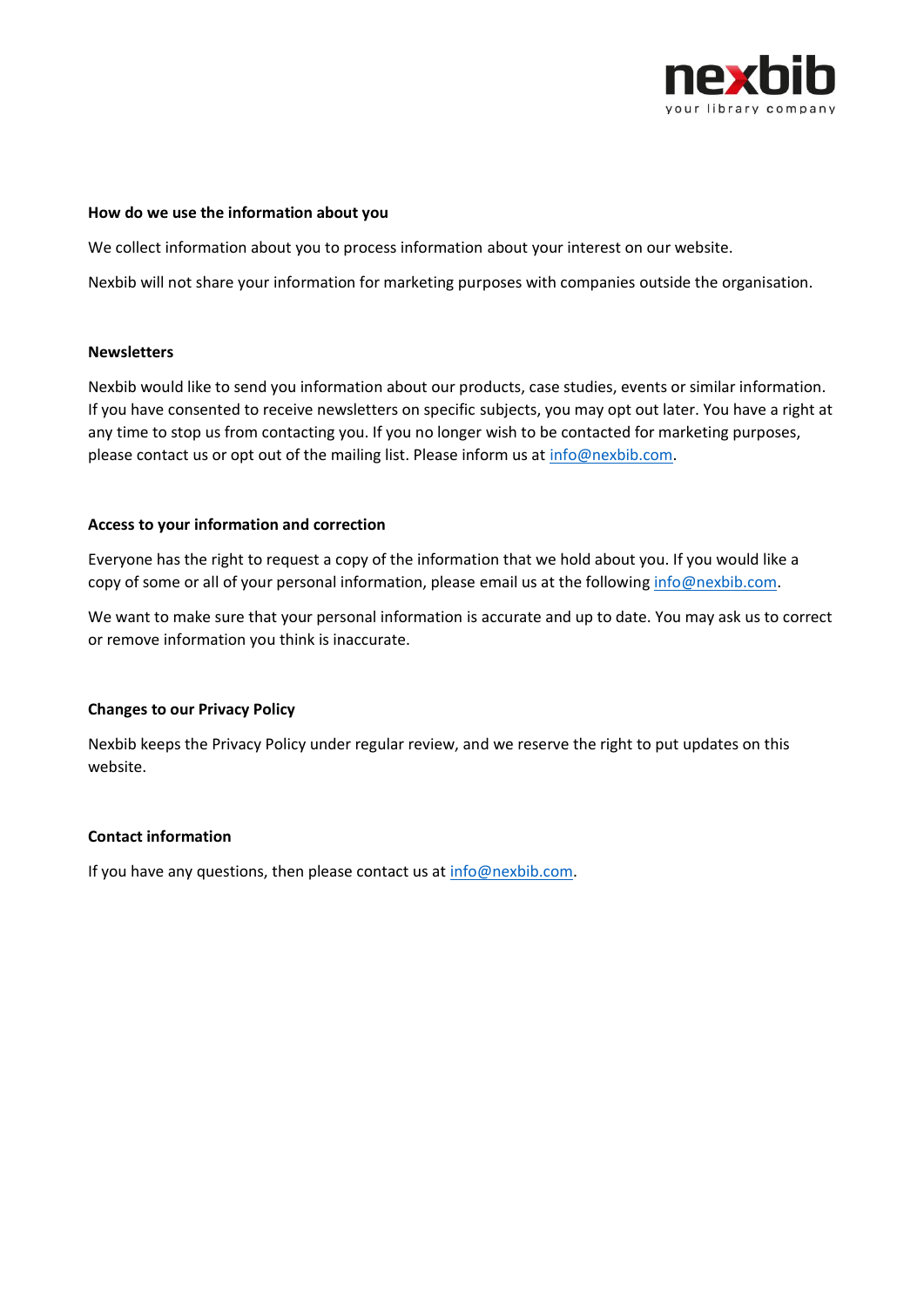**How do we use the information about you**

We collect information about you to process information about your interest on our website.

Nexbib will not share your information for marketing purposes with companies outside the organisation.

**Newsletters**

Nexbib would like to send you information about our products, case studies, events or similar information. If you have consented to receive newsletters on specific subjects, you may opt out later. You have a right at any time to stop us from contacting you. If you no longer wish to be contacted for marketing purposes, please contact us or opt out of the mailing list. Please inform us at info@nexbib.com.

**Access to your information and correction**

Everyone has the right to request a copy of the information that we hold about you. If you would like a copy of some or all of your personal information, please email us at the following info@nexbib.com.

We want to make sure that your personal information is accurate and up to date. You may ask us to correct or remove information you think is inaccurate.

**Changes to our Privacy Policy**

Nexbib keeps the Privacy Policy under regular review, and we reserve the right to put updates on this website.

**Contact information**

If you have any questions, then please contact us at info@nexbib.com.